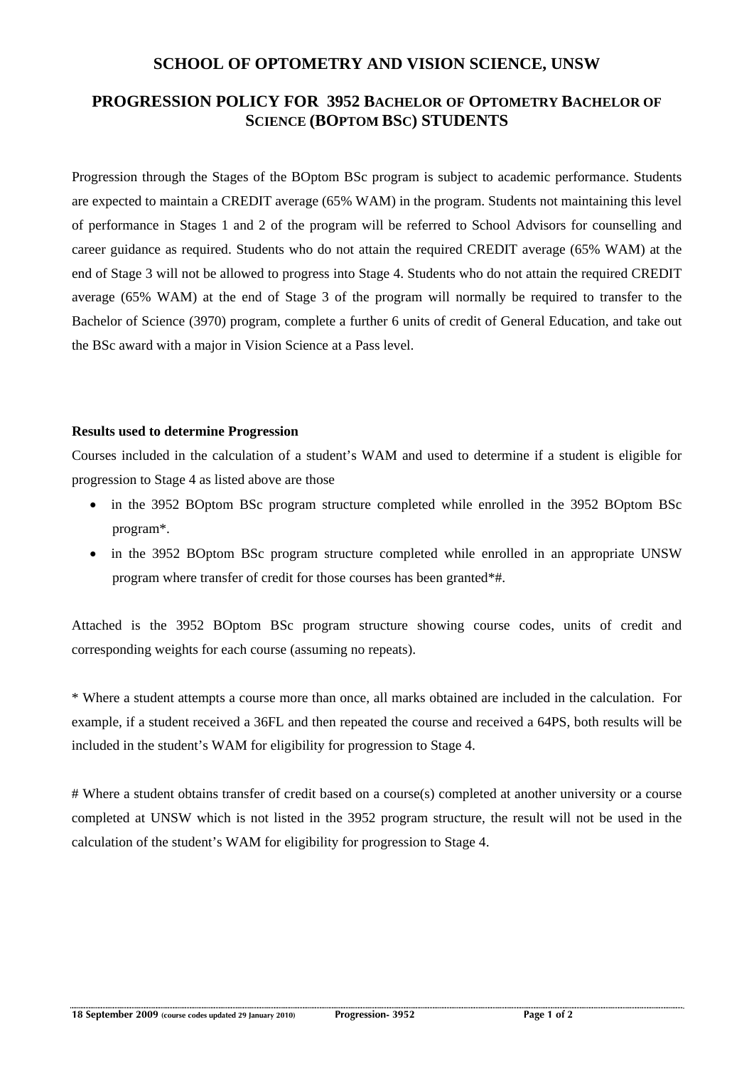## SCHOOL OF OPTOMETRY AND VISION SCIENCE, UNSW

## PROGRESSION POLICY FOR 3952 BACHELOR OF OPTOMETRY BACHELOR OF SCIENCE (BOPTOM BSC) STUDENTS

Progression through the Stages of the BOptom BSc program is subject to academic performance. Students are expected to maintain a CREDIT average (65% WAM) in the program. Students not maintaining this level of performance in Stages 1 and 2 of the program will be referred to School Advisors for counselling and career guidance as required. Students who do not attain the required CREDIT average (65% WAM) at the end of Stage 3 will not be allowed to progress into Stage 4. Students who do not attain the required CREDIT average (65% WAM) at the end of Stage 3 of the program will normally be required to transfer to the Bachelor of Science (3970) program, complete a further 6 units of credit of General Education, and take out the BSc award with a major in Vision Science at a Pass level.

**Results used to determine Progression**

Courses included in the calculation of a student's WAM and used to determine if a student is eligible for progression to Stage 4 as listed above are those

- in the 3952 BOptom BSc program structure completed while enrolled in the 3952 BOptom BSc program*.
- in the 3952 BOptom BSc program structure completed while enrolled in an appropriate UNSW program where transfer of credit for those courses has been granted*#.

Attached is the 3952 BOptom BSc program structure showing course codes, units of credit and corresponding weights for each course (assuming no repeats).

* Where a student attempts a course more than once, all marks obtained are included in the calculation. For example, if a student received a 36FL and then repeated the course and received a 64PS, both results will be included in the student's WAM for eligibility for progression to Stage 4.

# Where a student obtains transfer of credit based on a course(s) completed at another university or a course completed at UNSW which is not listed in the 3952 program structure, the result will not be used in the calculation of the student's WAM for eligibility for progression to Stage 4.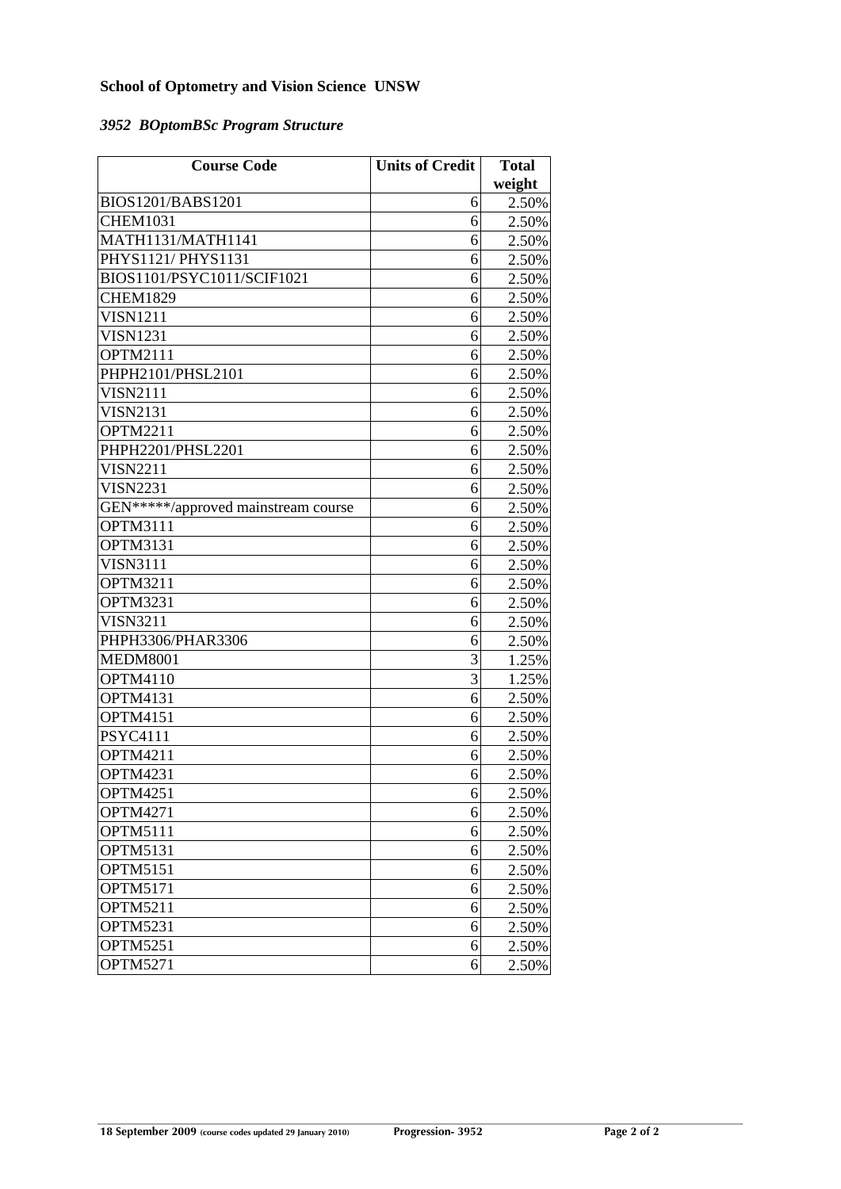**School of Optometry and Vision Science UNSW**

*3952 BOptomBSc Program Structure*

| Course Code | Units of Credit | Total weight |
|---|---|---|
| BIOS1201/BABS1201 | 6 | 2.50% |
| CHEM1031 | 6 | 2.50% |
| MATH1131/MATH1141 | 6 | 2.50% |
| PHYS1121/ PHYS1131 | 6 | 2.50% |
| BIOS1101/PSYC1011/SCIF1021 | 6 | 2.50% |
| CHEM1829 | 6 | 2.50% |
| VISN1211 | 6 | 2.50% |
| VISN1231 | 6 | 2.50% |
| OPTM2111 | 6 | 2.50% |
| PHPH2101/PHSL2101 | 6 | 2.50% |
| VISN2111 | 6 | 2.50% |
| VISN2131 | 6 | 2.50% |
| OPTM2211 | 6 | 2.50% |
| PHPH2201/PHSL2201 | 6 | 2.50% |
| VISN2211 | 6 | 2.50% |
| VISN2231 | 6 | 2.50% |
| GEN*****/approved mainstream course | 6 | 2.50% |
| OPTM3111 | 6 | 2.50% |
| OPTM3131 | 6 | 2.50% |
| VISN3111 | 6 | 2.50% |
| OPTM3211 | 6 | 2.50% |
| OPTM3231 | 6 | 2.50% |
| VISN3211 | 6 | 2.50% |
| PHPH3306/PHAR3306 | 6 | 2.50% |
| MEDM8001 | 3 | 1.25% |
| OPTM4110 | 3 | 1.25% |
| OPTM4131 | 6 | 2.50% |
| OPTM4151 | 6 | 2.50% |
| PSYC4111 | 6 | 2.50% |
| OPTM4211 | 6 | 2.50% |
| OPTM4231 | 6 | 2.50% |
| OPTM4251 | 6 | 2.50% |
| OPTM4271 | 6 | 2.50% |
| OPTM5111 | 6 | 2.50% |
| OPTM5131 | 6 | 2.50% |
| OPTM5151 | 6 | 2.50% |
| OPTM5171 | 6 | 2.50% |
| OPTM5211 | 6 | 2.50% |
| OPTM5231 | 6 | 2.50% |
| OPTM5251 | 6 | 2.50% |
| OPTM5271 | 6 | 2.50% |